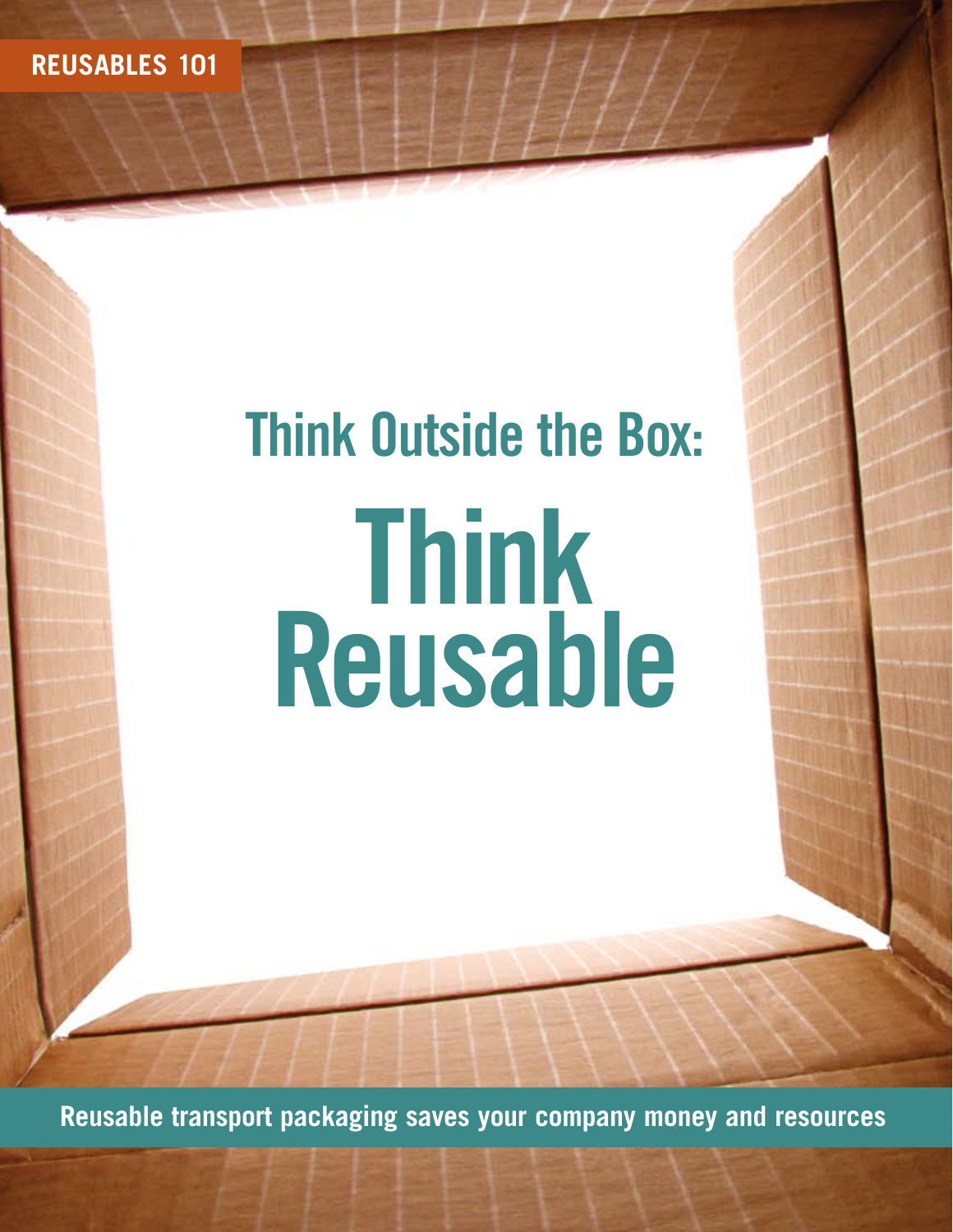REUSABLES 101

# Think Outside the Box:

# Think Reusable

**Reusable transport packaging saves your company money and resources**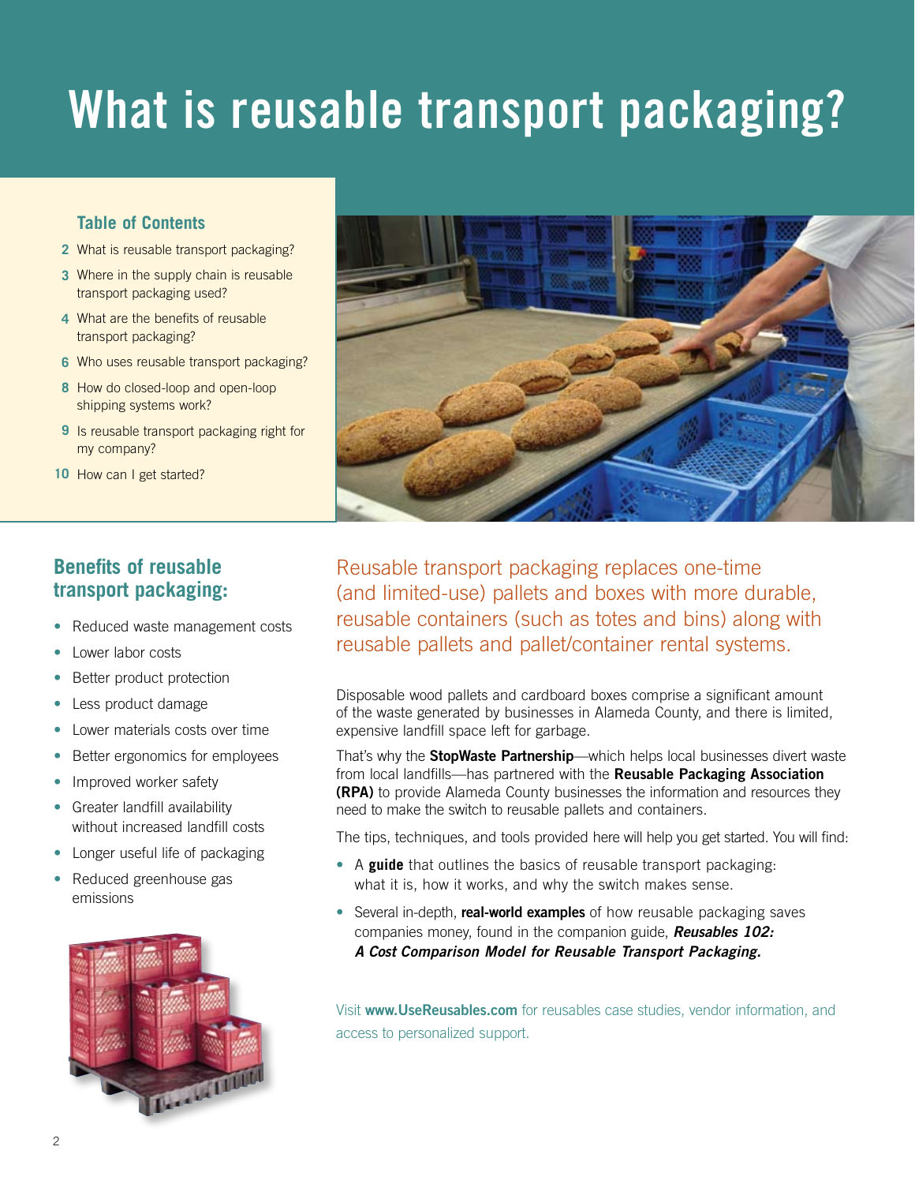# What is reusable transport packaging?

### Table of Contents

- **2** What is reusable transport packaging?
- **3** Where in the supply chain is reusable transport packaging used?
- **4** What are the benefits of reusable transport packaging?
- **6** Who uses reusable transport packaging?
- **8** How do closed-loop and open-loop shipping systems work?
- **9** Is reusable transport packaging right for my company?
- **10** How can I get started?

Reusable transport packaging replaces one-time (and limited-use) pallets and boxes with more durable, reusable containers (such as totes and bins) along with reusable pallets and pallet/container rental systems.

Disposable wood pallets and cardboard boxes comprise a significant amount of the waste generated by businesses in Alameda County, and there is limited, expensive landfill space left for garbage.

That's why the **StopWaste Partnership**—which helps local businesses divert waste from local landfills—has partnered with the **Reusable Packaging Association (RPA)** to provide Alameda County businesses the information and resources they need to make the switch to reusable pallets and containers.

The tips, techniques, and tools provided here will help you get started. You will find:

- A **guide** that outlines the basics of reusable transport packaging: what it is, how it works, and why the switch makes sense.
- Several in-depth, **real-world examples** of how reusable packaging saves companies money, found in the companion guide, ***Reusables 102: A Cost Comparison Model for Reusable Transport Packaging.***

Visit **www.UseReusables.com** for reusables case studies, vendor information, and access to personalized support.

## Benefits of reusable transport packaging:

- Reduced waste management costs
- Lower labor costs
- Better product protection
- Less product damage
- Lower materials costs over time
- Better ergonomics for employees
- Improved worker safety
- Greater landfill availability without increased landfill costs
- Longer useful life of packaging
- Reduced greenhouse gas emissions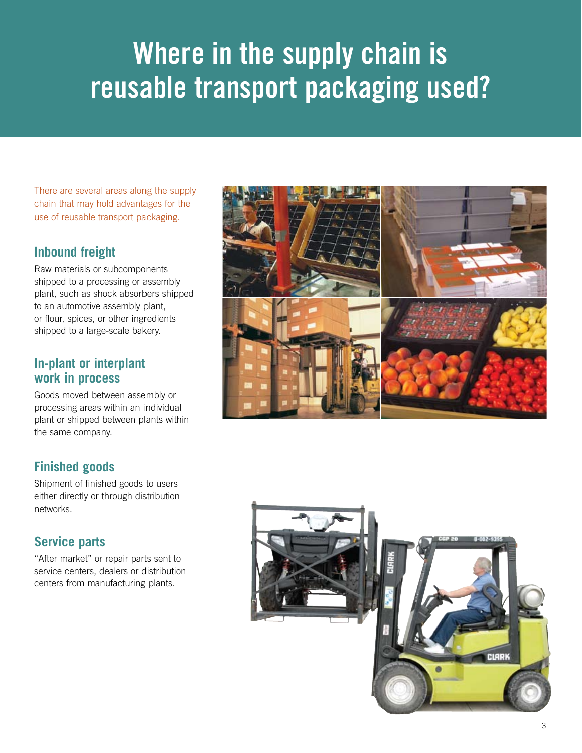# Where in the supply chain is reusable transport packaging used?

There are several areas along the supply chain that may hold advantages for the use of reusable transport packaging.

## Inbound freight

Raw materials or subcomponents shipped to a processing or assembly plant, such as shock absorbers shipped to an automotive assembly plant, or flour, spices, or other ingredients shipped to a large-scale bakery.

## In-plant or interplant work in process

Goods moved between assembly or processing areas within an individual plant or shipped between plants within the same company.

## Finished goods

Shipment of finished goods to users either directly or through distribution networks.

## Service parts

"After market" or repair parts sent to service centers, dealers or distribution centers from manufacturing plants.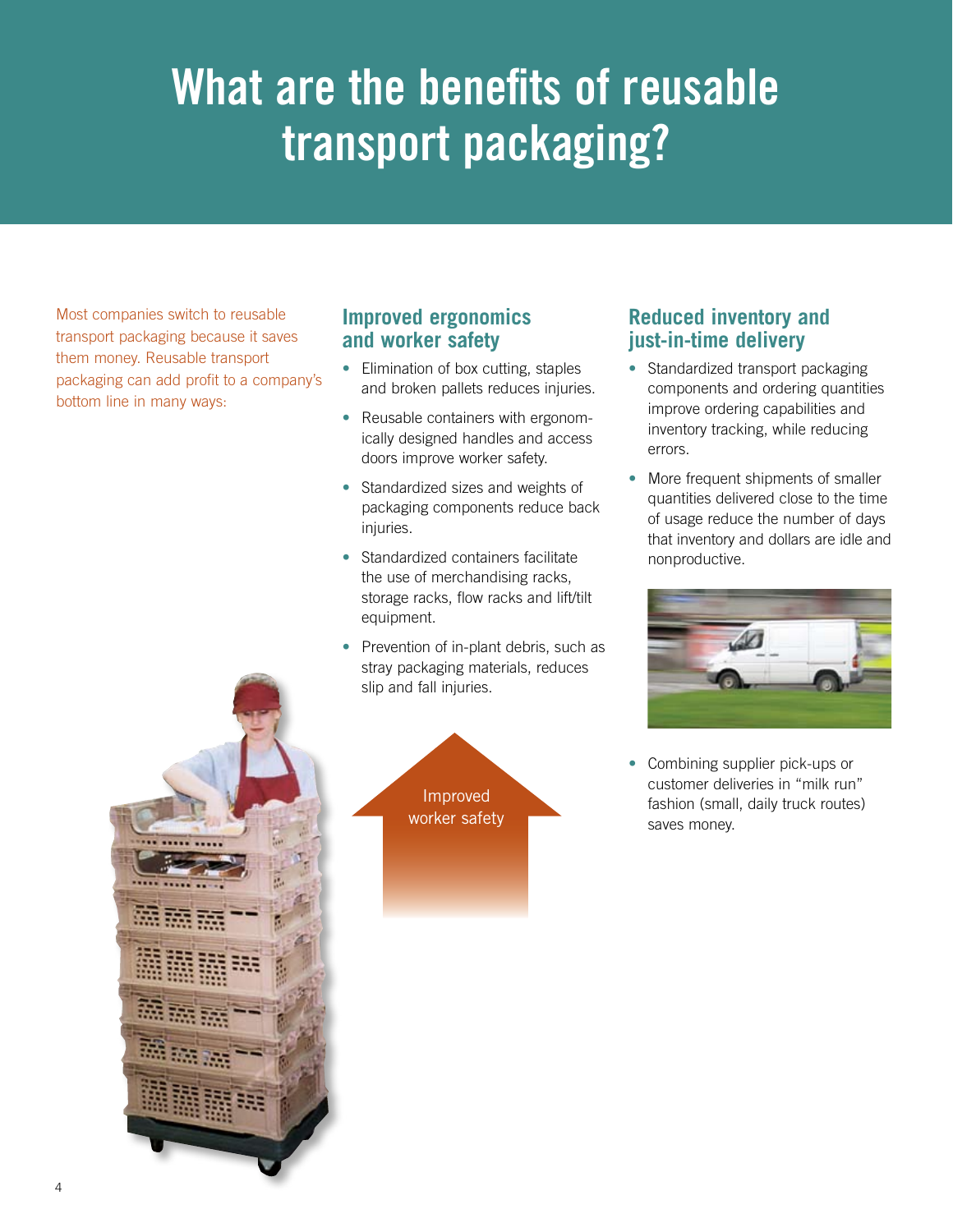# What are the benefits of reusable transport packaging?

Most companies switch to reusable transport packaging because it saves them money. Reusable transport packaging can add profit to a company's bottom line in many ways:

## Improved ergonomics and worker safety

- Elimination of box cutting, staples and broken pallets reduces injuries.
- Reusable containers with ergonomically designed handles and access doors improve worker safety.
- Standardized sizes and weights of packaging components reduce back injuries.
- Standardized containers facilitate the use of merchandising racks, storage racks, flow racks and lift/tilt equipment.
- Prevention of in-plant debris, such as stray packaging materials, reduces slip and fall injuries.

Improved worker safety

## Reduced inventory and just-in-time delivery

- Standardized transport packaging components and ordering quantities improve ordering capabilities and inventory tracking, while reducing errors.
- More frequent shipments of smaller quantities delivered close to the time of usage reduce the number of days that inventory and dollars are idle and nonproductive.
- Combining supplier pick-ups or customer deliveries in "milk run" fashion (small, daily truck routes) saves money.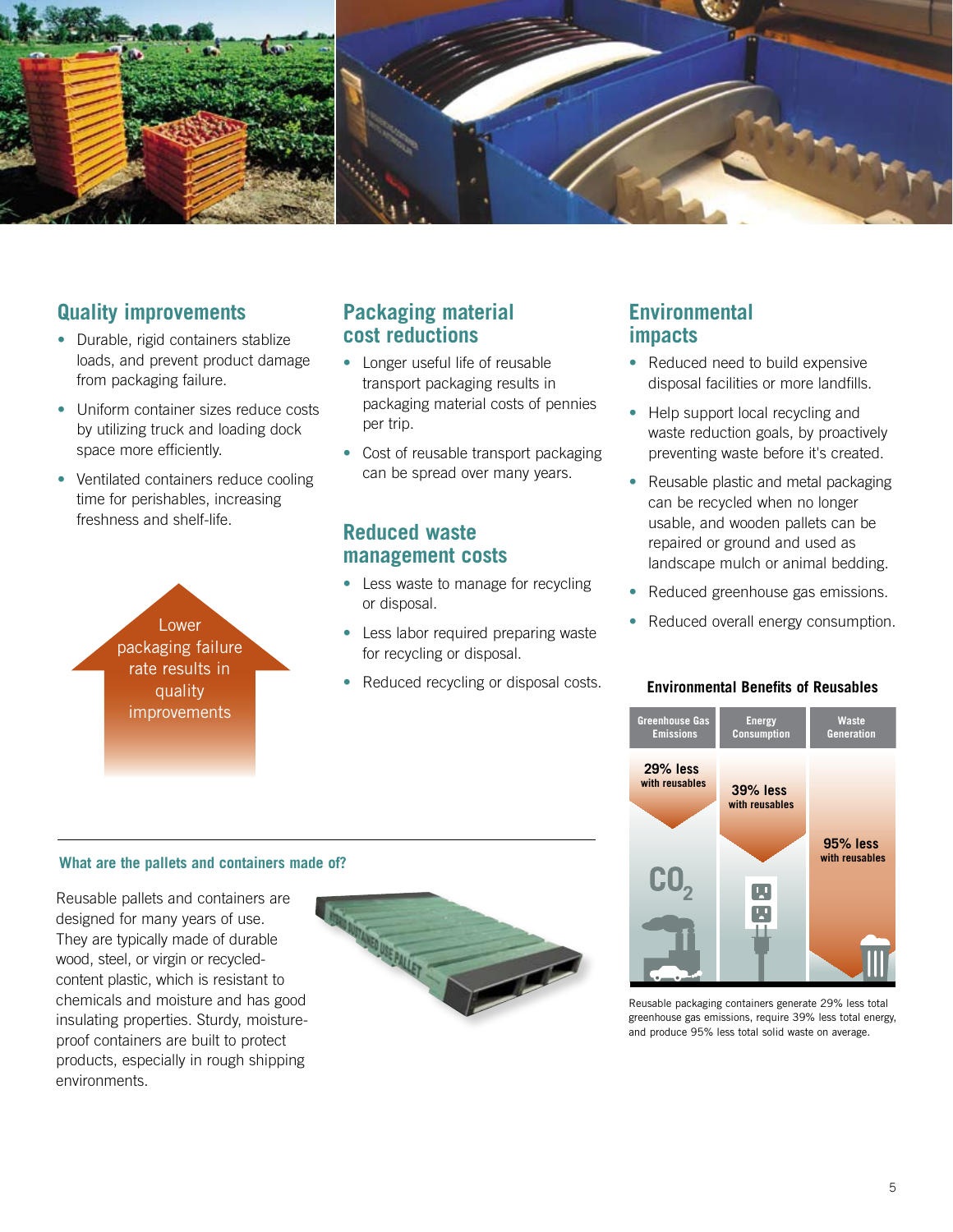## Quality improvements

- Durable, rigid containers stablize loads, and prevent product damage from packaging failure.
- Uniform container sizes reduce costs by utilizing truck and loading dock space more efficiently.
- Ventilated containers reduce cooling time for perishables, increasing freshness and shelf-life.

Lower packaging failure rate results in quality improvements

## Packaging material cost reductions

- Longer useful life of reusable transport packaging results in packaging material costs of pennies per trip.
- Cost of reusable transport packaging can be spread over many years.

## Reduced waste management costs

- Less waste to manage for recycling or disposal.
- Less labor required preparing waste for recycling or disposal.
- Reduced recycling or disposal costs.

## Environmental impacts

- Reduced need to build expensive disposal facilities or more landfills.
- Help support local recycling and waste reduction goals, by proactively preventing waste before it's created.
- Reusable plastic and metal packaging can be recycled when no longer usable, and wooden pallets can be repaired or ground and used as landscape mulch or animal bedding.
- Reduced greenhouse gas emissions.
- Reduced overall energy consumption.

### What are the pallets and containers made of?

Reusable pallets and containers are designed for many years of use. They are typically made of durable wood, steel, or virgin or recycled-content plastic, which is resistant to chemicals and moisture and has good insulating properties. Sturdy, moisture-proof containers are built to protect products, especially in rough shipping environments.

**Environmental Benefits of Reusables**

Greenhouse Gas Emissions
29% less with reusables
$CO_2$

Energy Consumption
39% less with reusables

Waste Generation
95% less with reusables

Reusable packaging containers generate 29% less total greenhouse gas emissions, require 39% less total energy, and produce 95% less total solid waste on average.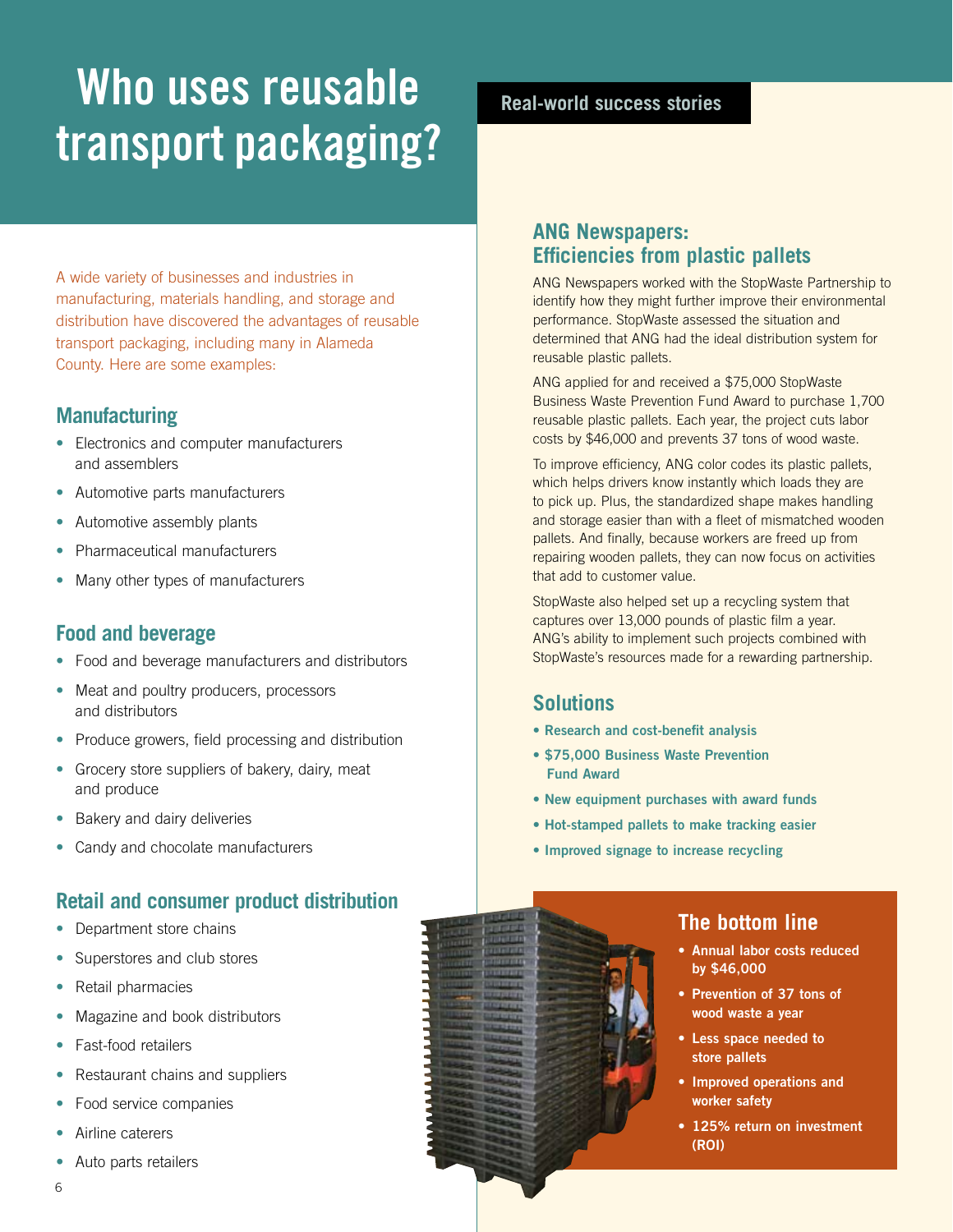# Who uses reusable transport packaging?

A wide variety of businesses and industries in manufacturing, materials handling, and storage and distribution have discovered the advantages of reusable transport packaging, including many in Alameda County. Here are some examples:

## Manufacturing

- Electronics and computer manufacturers and assemblers
- Automotive parts manufacturers
- Automotive assembly plants
- Pharmaceutical manufacturers
- Many other types of manufacturers

## Food and beverage

- Food and beverage manufacturers and distributors
- Meat and poultry producers, processors and distributors
- Produce growers, field processing and distribution
- Grocery store suppliers of bakery, dairy, meat and produce
- Bakery and dairy deliveries
- Candy and chocolate manufacturers

## Retail and consumer product distribution

- Department store chains
- Superstores and club stores
- Retail pharmacies
- Magazine and book distributors
- Fast-food retailers
- Restaurant chains and suppliers
- Food service companies
- Airline caterers
- Auto parts retailers

## Real-world success stories

### ANG Newspapers: Efficiencies from plastic pallets

ANG Newspapers worked with the StopWaste Partnership to identify how they might further improve their environmental performance. StopWaste assessed the situation and determined that ANG had the ideal distribution system for reusable plastic pallets.

ANG applied for and received a $75,000 StopWaste Business Waste Prevention Fund Award to purchase 1,700 reusable plastic pallets. Each year, the project cuts labor costs by $46,000 and prevents 37 tons of wood waste.

To improve efficiency, ANG color codes its plastic pallets, which helps drivers know instantly which loads they are to pick up. Plus, the standardized shape makes handling and storage easier than with a fleet of mismatched wooden pallets. And finally, because workers are freed up from repairing wooden pallets, they can now focus on activities that add to customer value.

StopWaste also helped set up a recycling system that captures over 13,000 pounds of plastic film a year. ANG's ability to implement such projects combined with StopWaste's resources made for a rewarding partnership.

### Solutions

- **Research and cost-benefit analysis**
- **$75,000 Business Waste Prevention Fund Award**
- **New equipment purchases with award funds**
- **Hot-stamped pallets to make tracking easier**
- **Improved signage to increase recycling**

### The bottom line

- **Annual labor costs reduced by $46,000**
- **Prevention of 37 tons of wood waste a year**
- **Less space needed to store pallets**
- **Improved operations and worker safety**
- **125% return on investment (ROI)**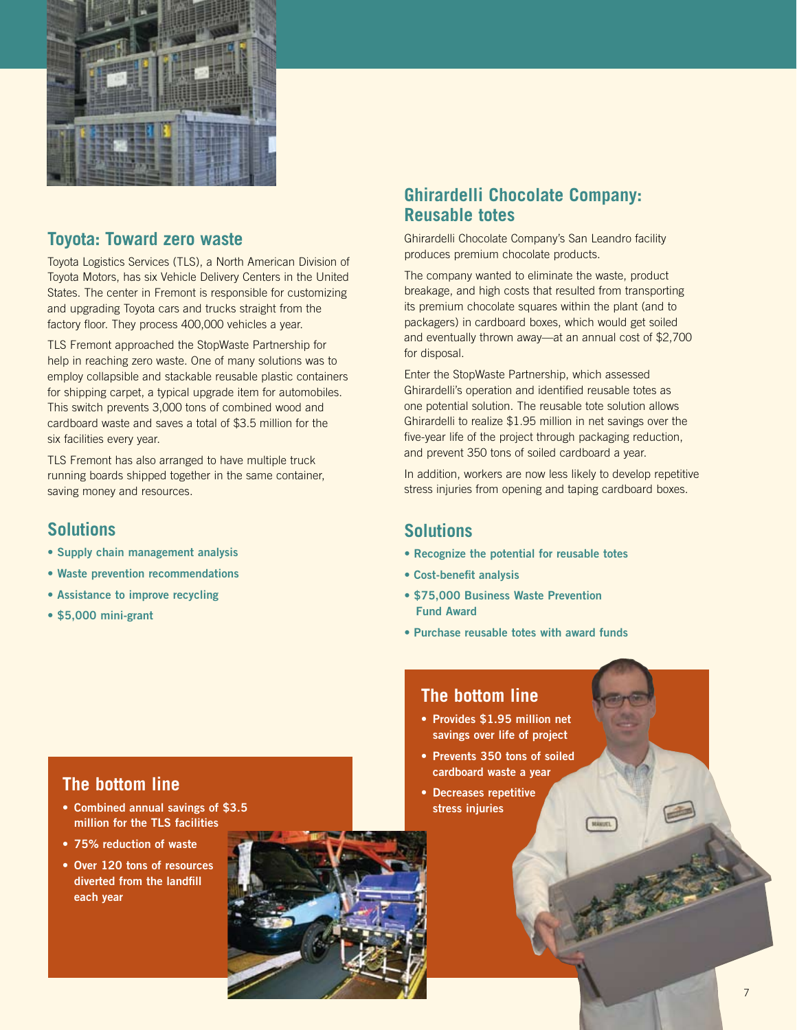## Toyota: Toward zero waste

Toyota Logistics Services (TLS), a North American Division of Toyota Motors, has six Vehicle Delivery Centers in the United States. The center in Fremont is responsible for customizing and upgrading Toyota cars and trucks straight from the factory floor. They process 400,000 vehicles a year.

TLS Fremont approached the StopWaste Partnership for help in reaching zero waste. One of many solutions was to employ collapsible and stackable reusable plastic containers for shipping carpet, a typical upgrade item for automobiles. This switch prevents 3,000 tons of combined wood and cardboard waste and saves a total of $3.5 million for the six facilities every year.

TLS Fremont has also arranged to have multiple truck running boards shipped together in the same container, saving money and resources.

### Solutions

- **Supply chain management analysis**
- **Waste prevention recommendations**
- **Assistance to improve recycling**
- **$5,000 mini-grant**

### The bottom line

- **Combined annual savings of $3.5 million for the TLS facilities**
- **75% reduction of waste**
- **Over 120 tons of resources diverted from the landfill each year**

## Ghirardelli Chocolate Company: Reusable totes

Ghirardelli Chocolate Company's San Leandro facility produces premium chocolate products.

The company wanted to eliminate the waste, product breakage, and high costs that resulted from transporting its premium chocolate squares within the plant (and to packagers) in cardboard boxes, which would get soiled and eventually thrown away—at an annual cost of $2,700 for disposal.

Enter the StopWaste Partnership, which assessed Ghirardelli's operation and identified reusable totes as one potential solution. The reusable tote solution allows Ghirardelli to realize $1.95 million in net savings over the five-year life of the project through packaging reduction, and prevent 350 tons of soiled cardboard a year.

In addition, workers are now less likely to develop repetitive stress injuries from opening and taping cardboard boxes.

### Solutions

- **Recognize the potential for reusable totes**
- **Cost-benefit analysis**
- **$75,000 Business Waste Prevention Fund Award**
- **Purchase reusable totes with award funds**

### The bottom line

- **Provides $1.95 million net savings over life of project**
- **Prevents 350 tons of soiled cardboard waste a year**
- **Decreases repetitive stress injuries**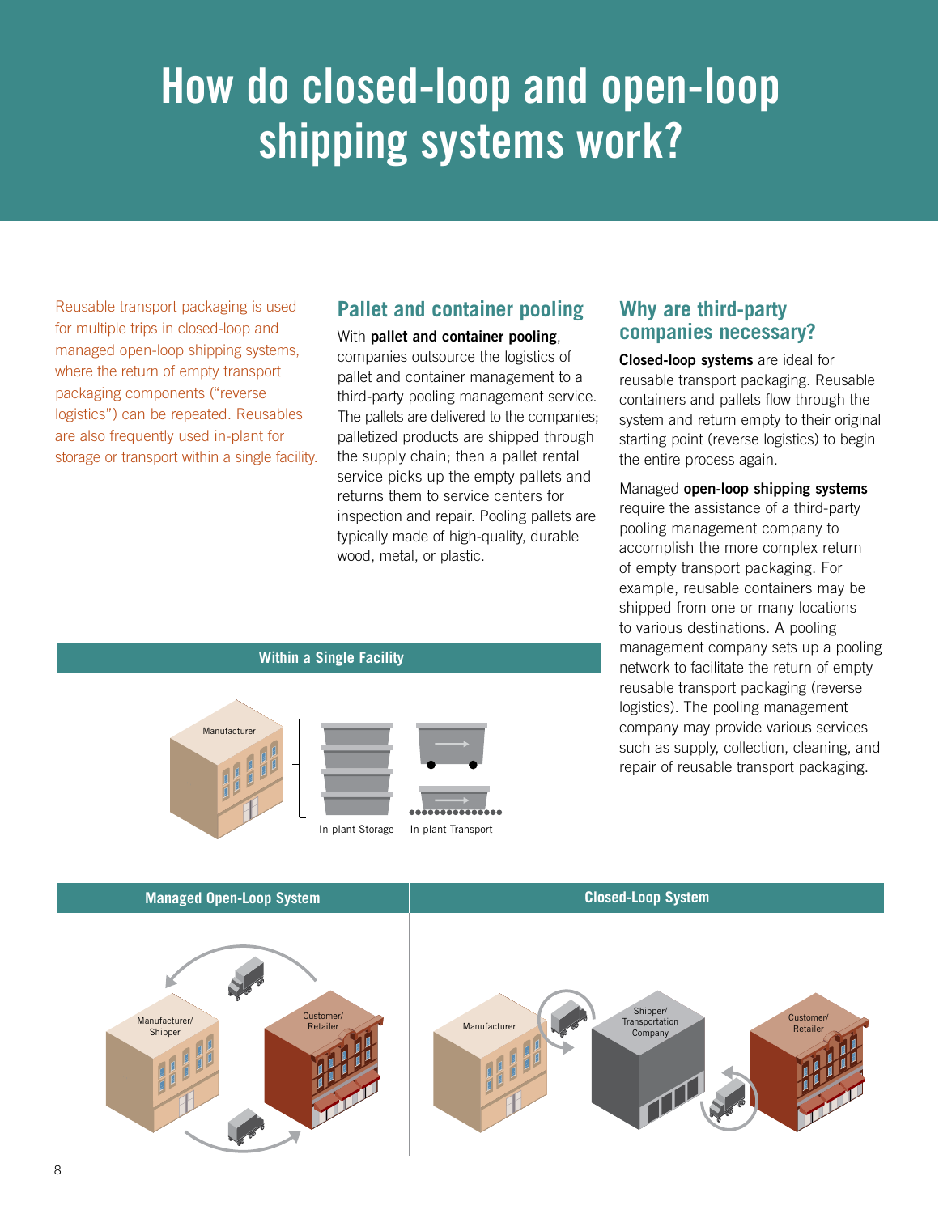# How do closed-loop and open-loop shipping systems work?

Reusable transport packaging is used for multiple trips in closed-loop and managed open-loop shipping systems, where the return of empty transport packaging components ("reverse logistics") can be repeated. Reusables are also frequently used in-plant for storage or transport within a single facility.

## Pallet and container pooling

With **pallet and container pooling**, companies outsource the logistics of pallet and container management to a third-party pooling management service. The pallets are delivered to the companies; palletized products are shipped through the supply chain; then a pallet rental service picks up the empty pallets and returns them to service centers for inspection and repair. Pooling pallets are typically made of high-quality, durable wood, metal, or plastic.

## Why are third-party companies necessary?

**Closed-loop systems** are ideal for reusable transport packaging. Reusable containers and pallets flow through the system and return empty to their original starting point (reverse logistics) to begin the entire process again.

Managed **open-loop shipping systems** require the assistance of a third-party pooling management company to accomplish the more complex return of empty transport packaging. For example, reusable containers may be shipped from one or many locations to various destinations. A pooling management company sets up a pooling network to facilitate the return of empty reusable transport packaging (reverse logistics). The pooling management company may provide various services such as supply, collection, cleaning, and repair of reusable transport packaging.

**Within a Single Facility**

Manufacturer

In-plant Storage

In-plant Transport

**Managed Open-Loop System**

Manufacturer/ Shipper

Customer/ Retailer

**Closed-Loop System**

Manufacturer

Shipper/ Transportation Company

Customer/ Retailer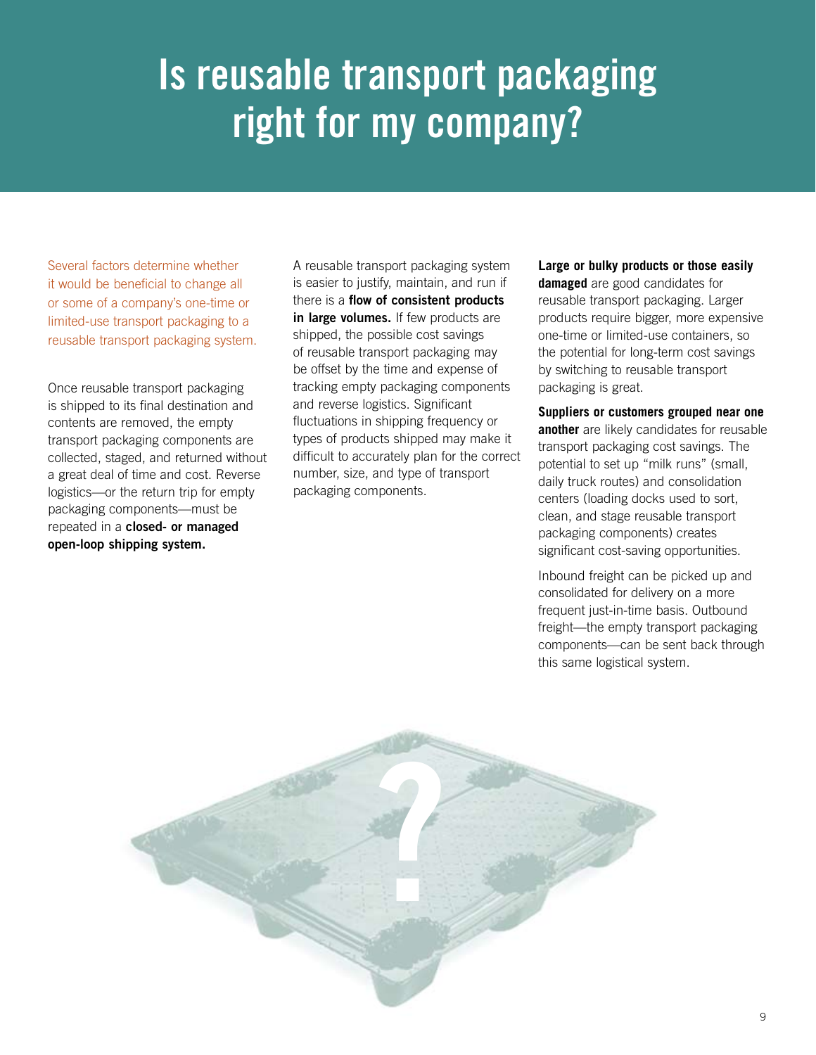# Is reusable transport packaging right for my company?

Several factors determine whether it would be beneficial to change all or some of a company's one-time or limited-use transport packaging to a reusable transport packaging system.

Once reusable transport packaging is shipped to its final destination and contents are removed, the empty transport packaging components are collected, staged, and returned without a great deal of time and cost. Reverse logistics—or the return trip for empty packaging components—must be repeated in a **closed- or managed open-loop shipping system.**

A reusable transport packaging system is easier to justify, maintain, and run if there is a **flow of consistent products in large volumes.** If few products are shipped, the possible cost savings of reusable transport packaging may be offset by the time and expense of tracking empty packaging components and reverse logistics. Significant fluctuations in shipping frequency or types of products shipped may make it difficult to accurately plan for the correct number, size, and type of transport packaging components.

**Large or bulky products or those easily damaged** are good candidates for reusable transport packaging. Larger products require bigger, more expensive one-time or limited-use containers, so the potential for long-term cost savings by switching to reusable transport packaging is great.

**Suppliers or customers grouped near one another** are likely candidates for reusable transport packaging cost savings. The potential to set up "milk runs" (small, daily truck routes) and consolidation centers (loading docks used to sort, clean, and stage reusable transport packaging components) creates significant cost-saving opportunities.

Inbound freight can be picked up and consolidated for delivery on a more frequent just-in-time basis. Outbound freight—the empty transport packaging components—can be sent back through this same logistical system.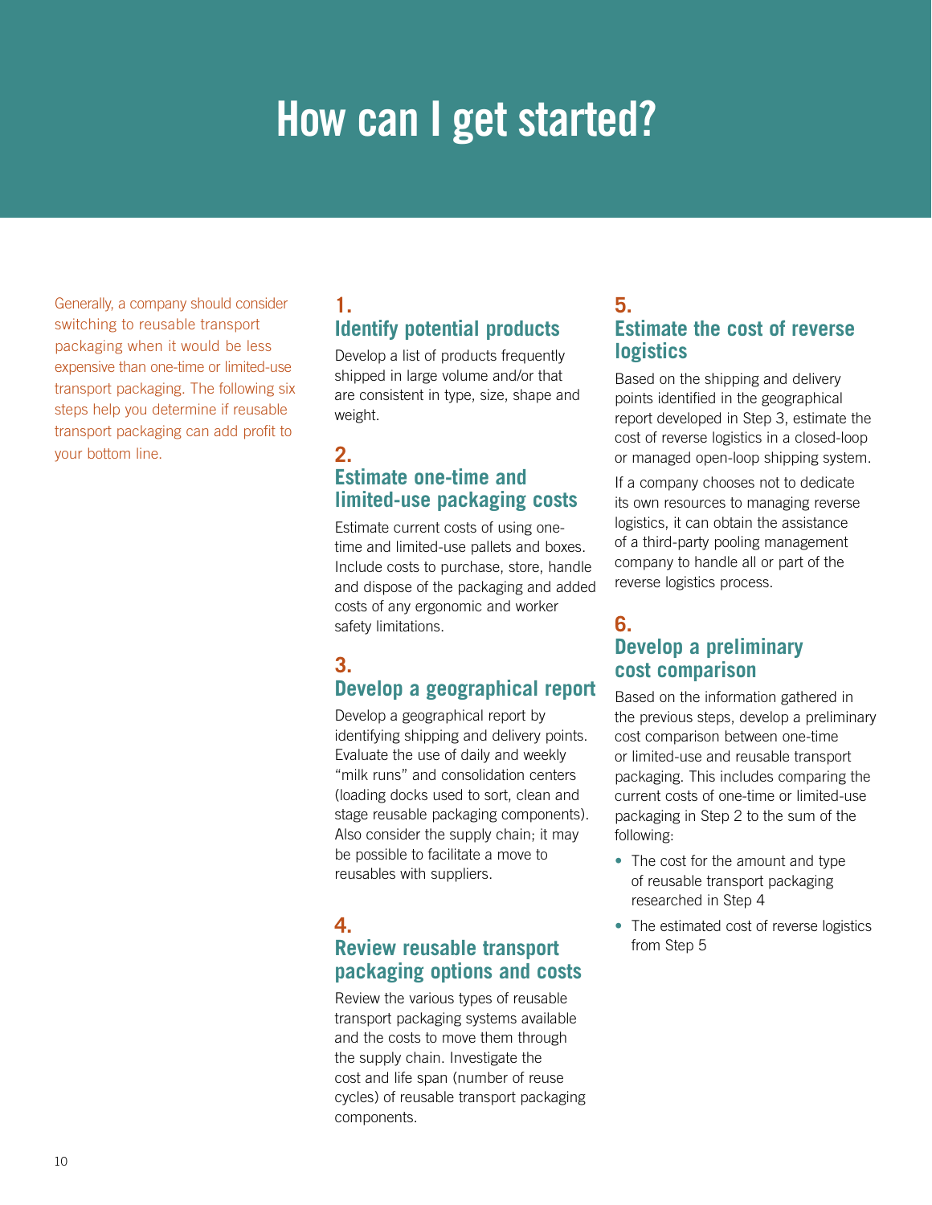# How can I get started?

Generally, a company should consider switching to reusable transport packaging when it would be less expensive than one-time or limited-use transport packaging. The following six steps help you determine if reusable transport packaging can add profit to your bottom line.

## 1. Identify potential products

Develop a list of products frequently shipped in large volume and/or that are consistent in type, size, shape and weight.

## 2. Estimate one-time and limited-use packaging costs

Estimate current costs of using one-time and limited-use pallets and boxes. Include costs to purchase, store, handle and dispose of the packaging and added costs of any ergonomic and worker safety limitations.

## 3. Develop a geographical report

Develop a geographical report by identifying shipping and delivery points. Evaluate the use of daily and weekly "milk runs" and consolidation centers (loading docks used to sort, clean and stage reusable packaging components). Also consider the supply chain; it may be possible to facilitate a move to reusables with suppliers.

## 4. Review reusable transport packaging options and costs

Review the various types of reusable transport packaging systems available and the costs to move them through the supply chain. Investigate the cost and life span (number of reuse cycles) of reusable transport packaging components.

## 5. Estimate the cost of reverse logistics

Based on the shipping and delivery points identified in the geographical report developed in Step 3, estimate the cost of reverse logistics in a closed-loop or managed open-loop shipping system.

If a company chooses not to dedicate its own resources to managing reverse logistics, it can obtain the assistance of a third-party pooling management company to handle all or part of the reverse logistics process.

## 6. Develop a preliminary cost comparison

Based on the information gathered in the previous steps, develop a preliminary cost comparison between one-time or limited-use and reusable transport packaging. This includes comparing the current costs of one-time or limited-use packaging in Step 2 to the sum of the following:

- The cost for the amount and type of reusable transport packaging researched in Step 4
- The estimated cost of reverse logistics from Step 5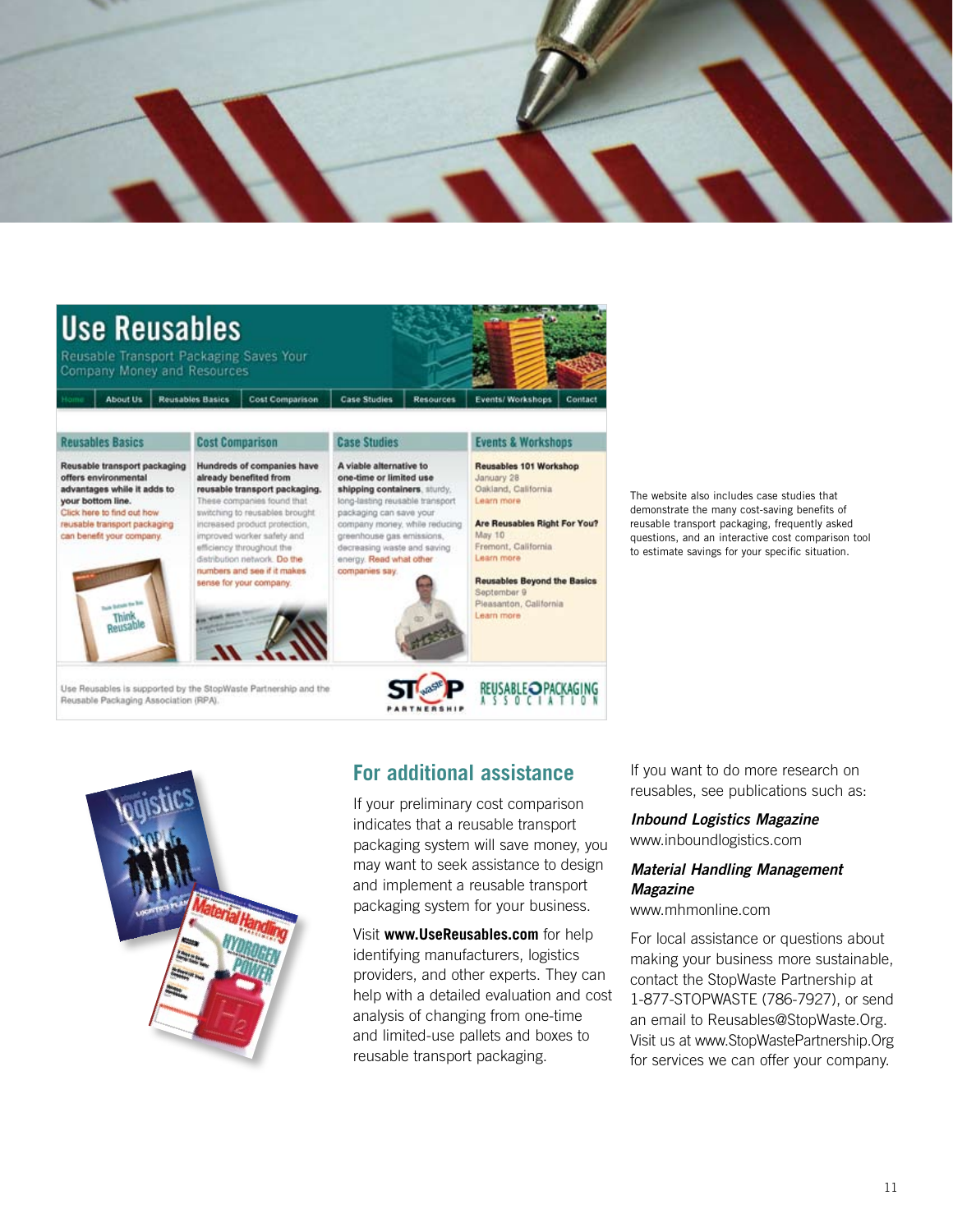The website also includes case studies that demonstrate the many cost-saving benefits of reusable transport packaging, frequently asked questions, and an interactive cost comparison tool to estimate savings for your specific situation.

## For additional assistance

If your preliminary cost comparison indicates that a reusable transport packaging system will save money, you may want to seek assistance to design and implement a reusable transport packaging system for your business.

Visit **www.UseReusables.com** for help identifying manufacturers, logistics providers, and other experts. They can help with a detailed evaluation and cost analysis of changing from one-time and limited-use pallets and boxes to reusable transport packaging.

If you want to do more research on reusables, see publications such as:

***Inbound Logistics Magazine***
www.inboundlogistics.com

***Material Handling Management Magazine***
www.mhmonline.com

For local assistance or questions about making your business more sustainable, contact the StopWaste Partnership at 1-877-STOPWASTE (786-7927), or send an email to Reusables@StopWaste.Org. Visit us at www.StopWastePartnership.Org for services we can offer your company.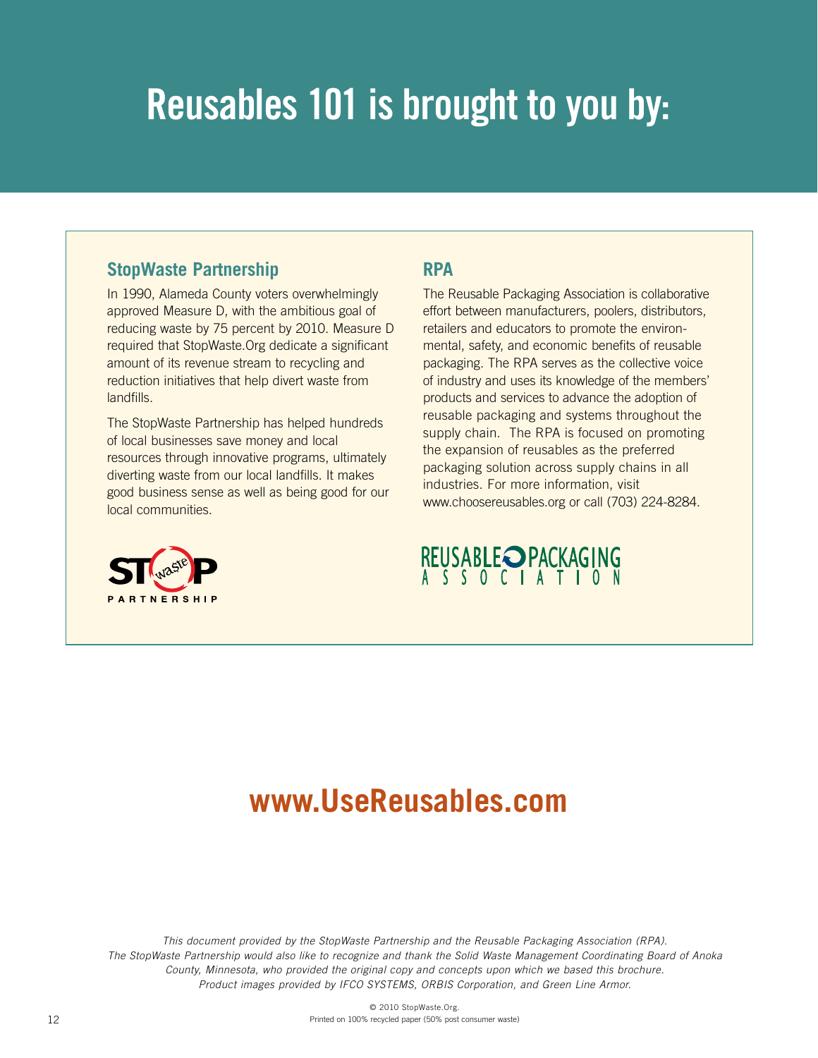# Reusables 101 is brought to you by:

## StopWaste Partnership

In 1990, Alameda County voters overwhelmingly approved Measure D, with the ambitious goal of reducing waste by 75 percent by 2010. Measure D required that StopWaste.Org dedicate a significant amount of its revenue stream to recycling and reduction initiatives that help divert waste from landfills.

The StopWaste Partnership has helped hundreds of local businesses save money and local resources through innovative programs, ultimately diverting waste from our local landfills. It makes good business sense as well as being good for our local communities.

STOP waste PARTNERSHIP

## RPA

The Reusable Packaging Association is collaborative effort between manufacturers, poolers, distributors, retailers and educators to promote the environmental, safety, and economic benefits of reusable packaging. The RPA serves as the collective voice of industry and uses its knowledge of the members' products and services to advance the adoption of reusable packaging and systems throughout the supply chain. The RPA is focused on promoting the expansion of reusables as the preferred packaging solution across supply chains in all industries. For more information, visit www.choosereusables.org or call (703) 224-8284.

REUSABLE PACKAGING ASSOCIATION

## www.UseReusables.com

*This document provided by the StopWaste Partnership and the Reusable Packaging Association (RPA).*
*The StopWaste Partnership would also like to recognize and thank the Solid Waste Management Coordinating Board of Anoka County, Minnesota, who provided the original copy and concepts upon which we based this brochure.*
*Product images provided by IFCO SYSTEMS, ORBIS Corporation, and Green Line Armor.*

© 2010 StopWaste.Org.
Printed on 100% recycled paper (50% post consumer waste)